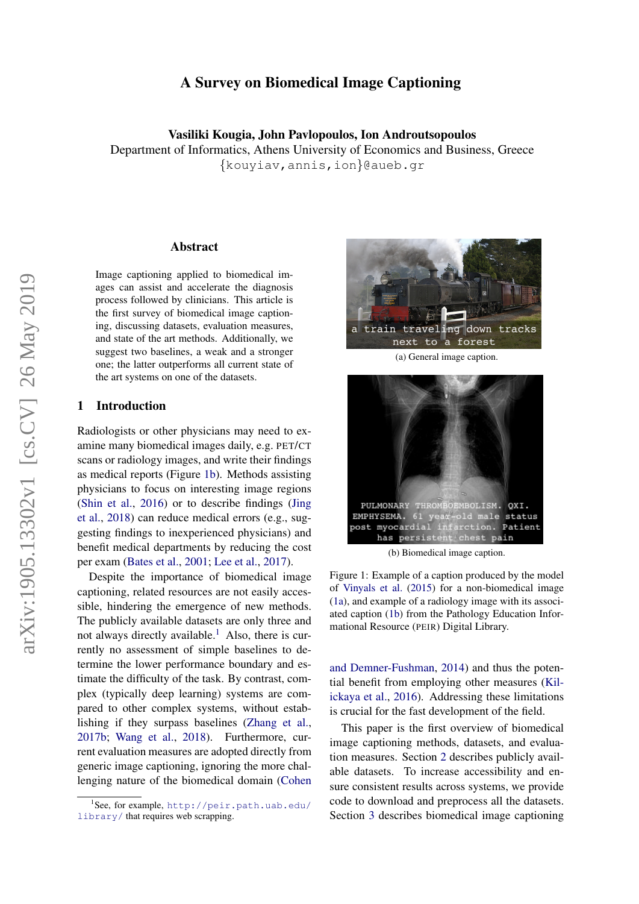# A Survey on Biomedical Image Captioning

**Vasiliki Kougia, John Pavlopoulos, Ion Androutsopoulos**
Department of Informatics, Athens University of Economics and Business, Greece
{kouyiav,annis,ion}@aueb.gr

## Abstract

Image captioning applied to biomedical images can assist and accelerate the diagnosis process followed by clinicians. This article is the first survey of biomedical image captioning, discussing datasets, evaluation measures, and state of the art methods. Additionally, we suggest two baselines, a weak and a stronger one; the latter outperforms all current state of the art systems on one of the datasets.

## 1 Introduction

Radiologists or other physicians may need to examine many biomedical images daily, e.g. PET/CT scans or radiology images, and write their findings as medical reports (Figure 1b). Methods assisting physicians to focus on interesting image regions (Shin et al., 2016) or to describe findings (Jing et al., 2018) can reduce medical errors (e.g., suggesting findings to inexperienced physicians) and benefit medical departments by reducing the cost per exam (Bates et al., 2001; Lee et al., 2017).

Despite the importance of biomedical image captioning, related resources are not easily accessible, hindering the emergence of new methods. The publicly available datasets are only three and not always directly available.[1] Also, there is currently no assessment of simple baselines to determine the lower performance boundary and estimate the difficulty of the task. By contrast, complex (typically deep learning) systems are compared to other complex systems, without establishing if they surpass baselines (Zhang et al., 2017b; Wang et al., 2018). Furthermore, current evaluation measures are adopted directly from generic image captioning, ignoring the more challenging nature of the biomedical domain (Cohen and Demner-Fushman, 2014) and thus the potential benefit from employing other measures (Kilickaya et al., 2016). Addressing these limitations is crucial for the fast development of the field.

[1] See, for example, http://peir.path.uab.edu/library/ that requires web scrapping.

(a) General image caption.

(b) Biomedical image caption.

Figure 1: Example of a caption produced by the model of Vinyals et al. (2015) for a non-biomedical image (1a), and example of a radiology image with its associated caption (1b) from the Pathology Education Informational Resource (PEIR) Digital Library.

This paper is the first overview of biomedical image captioning methods, datasets, and evaluation measures. Section 2 describes publicly available datasets. To increase accessibility and ensure consistent results across systems, we provide code to download and preprocess all the datasets. Section 3 describes biomedical image captioning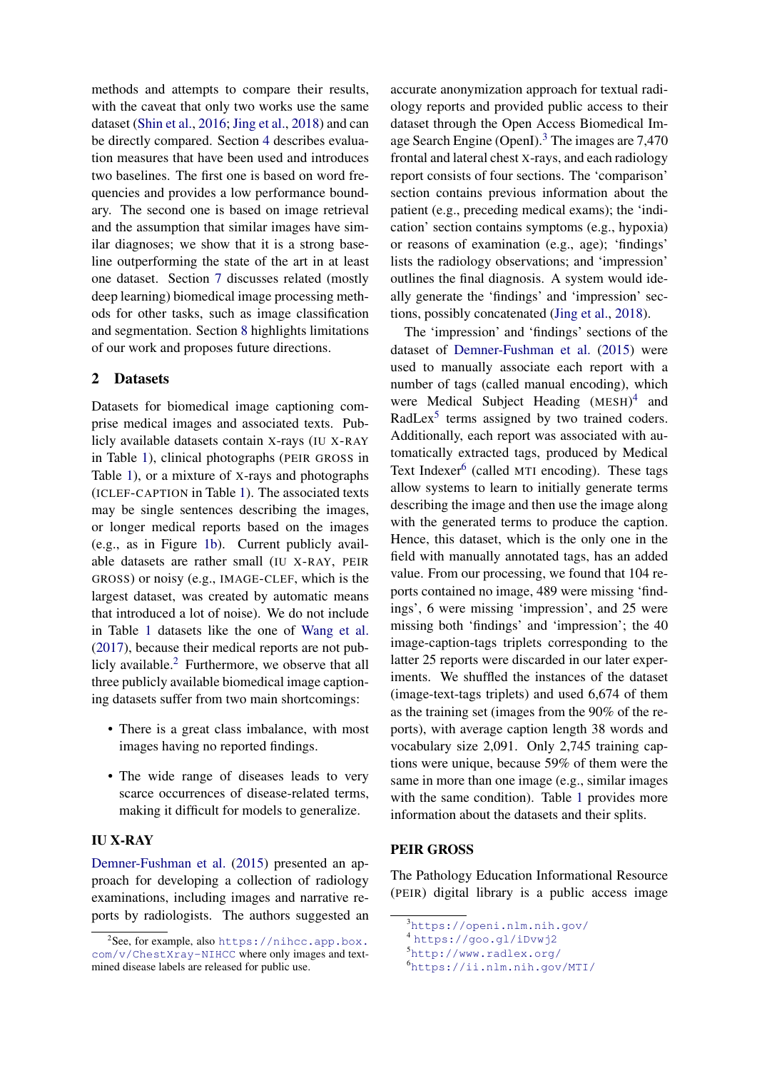methods and attempts to compare their results, with the caveat that only two works use the same dataset (Shin et al., 2016; Jing et al., 2018) and can be directly compared. Section 4 describes evaluation measures that have been used and introduces two baselines. The first one is based on word frequencies and provides a low performance boundary. The second one is based on image retrieval and the assumption that similar images have similar diagnoses; we show that it is a strong baseline outperforming the state of the art in at least one dataset. Section 7 discusses related (mostly deep learning) biomedical image processing methods for other tasks, such as image classification and segmentation. Section 8 highlights limitations of our work and proposes future directions.

## 2 Datasets

Datasets for biomedical image captioning comprise medical images and associated texts. Publicly available datasets contain X-rays (IU X-RAY in Table 1), clinical photographs (PEIR GROSS in Table 1), or a mixture of X-rays and photographs (ICLEF-CAPTION in Table 1). The associated texts may be single sentences describing the images, or longer medical reports based on the images (e.g., as in Figure 1b). Current publicly available datasets are rather small (IU X-RAY, PEIR GROSS) or noisy (e.g., IMAGE-CLEF, which is the largest dataset, was created by automatic means that introduced a lot of noise). We do not include in Table 1 datasets like the one of Wang et al. (2017), because their medical reports are not publicly available.[2] Furthermore, we observe that all three publicly available biomedical image captioning datasets suffer from two main shortcomings:

- There is a great class imbalance, with most images having no reported findings.
- The wide range of diseases leads to very scarce occurrences of disease-related terms, making it difficult for models to generalize.

### IU X-RAY

Demner-Fushman et al. (2015) presented an approach for developing a collection of radiology examinations, including images and narrative reports by radiologists. The authors suggested an accurate anonymization approach for textual radiology reports and provided public access to their dataset through the Open Access Biomedical Image Search Engine (OpenI).[3] The images are 7,470 frontal and lateral chest X-rays, and each radiology report consists of four sections. The 'comparison' section contains previous information about the patient (e.g., preceding medical exams); the 'indication' section contains symptoms (e.g., hypoxia) or reasons of examination (e.g., age); 'findings' lists the radiology observations; and 'impression' outlines the final diagnosis. A system would ideally generate the 'findings' and 'impression' sections, possibly concatenated (Jing et al., 2018).

The 'impression' and 'findings' sections of the dataset of Demner-Fushman et al. (2015) were used to manually associate each report with a number of tags (called manual encoding), which were Medical Subject Heading (MESH)[4] and RadLex[5] terms assigned by two trained coders. Additionally, each report was associated with automatically extracted tags, produced by Medical Text Indexer[6] (called MTI encoding). These tags allow systems to learn to initially generate terms describing the image and then use the image along with the generated terms to produce the caption. Hence, this dataset, which is the only one in the field with manually annotated tags, has an added value. From our processing, we found that 104 reports contained no image, 489 were missing 'findings', 6 were missing 'impression', and 25 were missing both 'findings' and 'impression'; the 40 image-caption-tags triplets corresponding to the latter 25 reports were discarded in our later experiments. We shuffled the instances of the dataset (image-text-tags triplets) and used 6,674 of them as the training set (images from the 90% of the reports), with average caption length 38 words and vocabulary size 2,091. Only 2,745 training captions were unique, because 59% of them were the same in more than one image (e.g., similar images with the same condition). Table 1 provides more information about the datasets and their splits.

### PEIR GROSS

The Pathology Education Informational Resource (PEIR) digital library is a public access image

[2] See, for example, also https://nihcc.app.box.com/v/ChestXray-NIHCC where only images and text-mined disease labels are released for public use.

[3] https://openi.nlm.nih.gov/

[4] https://goo.gl/iDvwj2

[5] http://www.radlex.org/

[6] https://ii.nlm.nih.gov/MTI/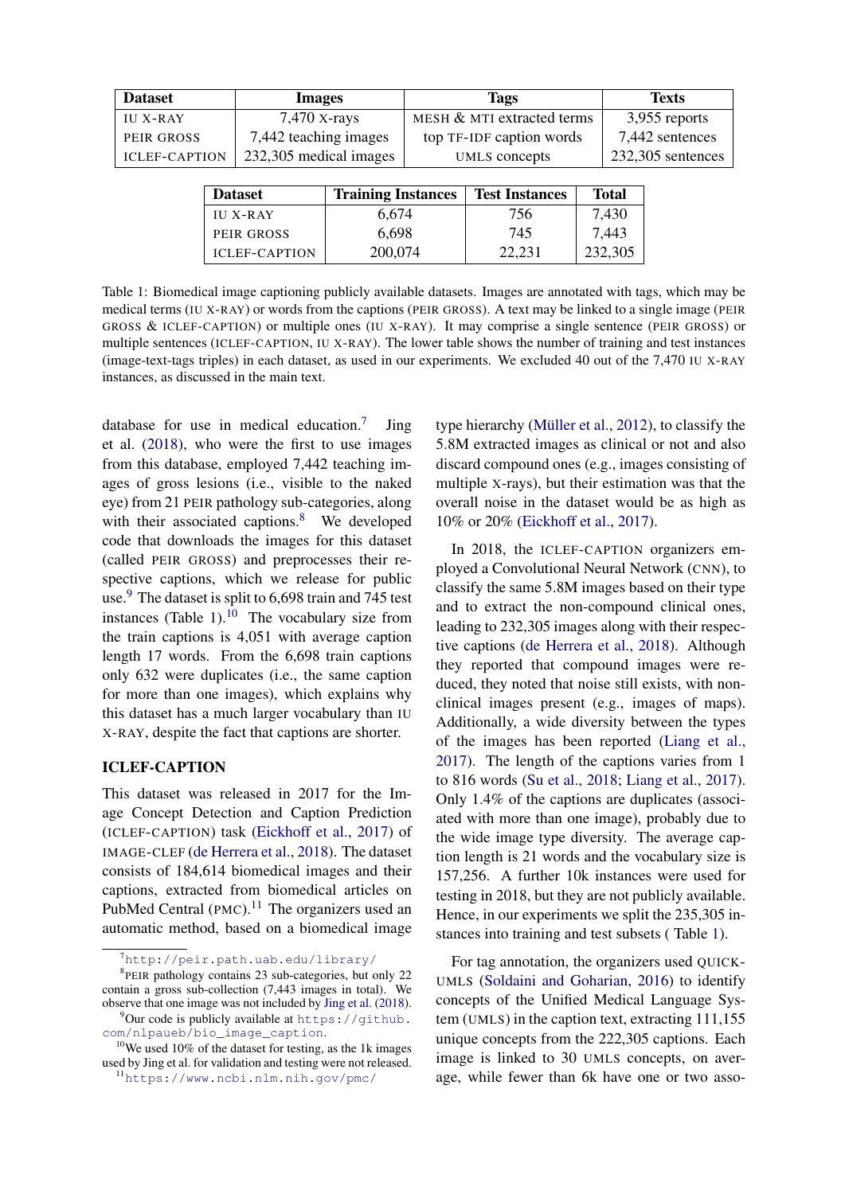| Dataset | Images | Tags | Texts |
|---|---|---|---|
| IU X-RAY | 7,470 X-rays | MESH & MTI extracted terms | 3,955 reports |
| PEIR GROSS | 7,442 teaching images | top TF-IDF caption words | 7,442 sentences |
| ICLEF-CAPTION | 232,305 medical images | UMLS concepts | 232,305 sentences |

| Dataset | Training Instances | Test Instances | Total |
|---|---|---|---|
| IU X-RAY | 6,674 | 756 | 7,430 |
| PEIR GROSS | 6,698 | 745 | 7,443 |
| ICLEF-CAPTION | 200,074 | 22,231 | 232,305 |

Table 1: Biomedical image captioning publicly available datasets. Images are annotated with tags, which may be medical terms (IU X-RAY) or words from the captions (PEIR GROSS). A text may be linked to a single image (PEIR GROSS & ICLEF-CAPTION) or multiple ones (IU X-RAY). It may comprise a single sentence (PEIR GROSS) or multiple sentences (ICLEF-CAPTION, IU X-RAY). The lower table shows the number of training and test instances (image-text-tags triples) in each dataset, as used in our experiments. We excluded 40 out of the 7,470 IU X-RAY instances, as discussed in the main text.

database for use in medical education.[7] Jing et al. (2018), who were the first to use images from this database, employed 7,442 teaching images of gross lesions (i.e., visible to the naked eye) from 21 PEIR pathology sub-categories, along with their associated captions.[8] We developed code that downloads the images for this dataset (called PEIR GROSS) and preprocesses their respective captions, which we release for public use.[9] The dataset is split to 6,698 train and 745 test instances (Table 1).[10] The vocabulary size from the train captions is 4,051 with average caption length 17 words. From the 6,698 train captions only 632 were duplicates (i.e., the same caption for more than one images), which explains why this dataset has a much larger vocabulary than IU X-RAY, despite the fact that captions are shorter.

### ICLEF-CAPTION

This dataset was released in 2017 for the Image Concept Detection and Caption Prediction (ICLEF-CAPTION) task (Eickhoff et al., 2017) of IMAGE-CLEF (de Herrera et al., 2018). The dataset consists of 184,614 biomedical images and their captions, extracted from biomedical articles on PubMed Central (PMC).[11] The organizers used an automatic method, based on a biomedical image type hierarchy (Müller et al., 2012), to classify the 5.8M extracted images as clinical or not and also discard compound ones (e.g., images consisting of multiple X-rays), but their estimation was that the overall noise in the dataset would be as high as 10% or 20% (Eickhoff et al., 2017).

In 2018, the ICLEF-CAPTION organizers employed a Convolutional Neural Network (CNN), to classify the same 5.8M images based on their type and to extract the non-compound clinical ones, leading to 232,305 images along with their respective captions (de Herrera et al., 2018). Although they reported that compound images were reduced, they noted that noise still exists, with non-clinical images present (e.g., images of maps). Additionally, a wide diversity between the types of the images has been reported (Liang et al., 2017). The length of the captions varies from 1 to 816 words (Su et al., 2018; Liang et al., 2017). Only 1.4% of the captions are duplicates (associated with more than one image), probably due to the wide image type diversity. The average caption length is 21 words and the vocabulary size is 157,256. A further 10k instances were used for testing in 2018, but they are not publicly available. Hence, in our experiments we split the 235,305 instances into training and test subsets ( Table 1).

For tag annotation, the organizers used QUICK-UMLS (Soldaini and Goharian, 2016) to identify concepts of the Unified Medical Language System (UMLS) in the caption text, extracting 111,155 unique concepts from the 222,305 captions. Each image is linked to 30 UMLS concepts, on average, while fewer than 6k have one or two asso-

[7] http://peir.path.uab.edu/library/

[8] PEIR pathology contains 23 sub-categories, but only 22 contain a gross sub-collection (7,443 images in total). We observe that one image was not included by Jing et al. (2018).

[9] Our code is publicly available at https://github.com/nlpaueb/bio_image_caption.

[10] We used 10% of the dataset for testing, as the 1k images used by Jing et al. for validation and testing were not released.

[11] https://www.ncbi.nlm.nih.gov/pmc/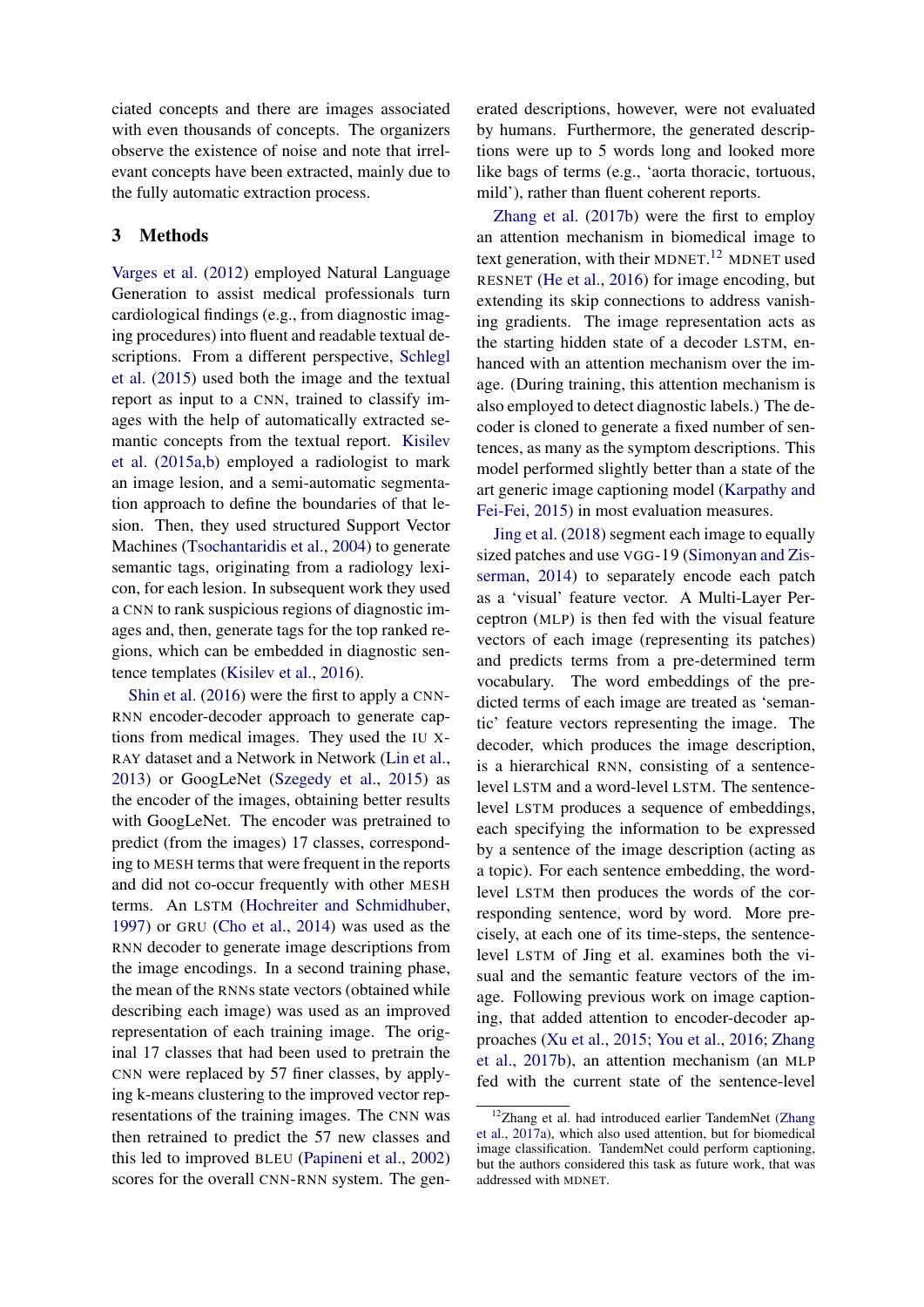ciated concepts and there are images associated with even thousands of concepts. The organizers observe the existence of noise and note that irrelevant concepts have been extracted, mainly due to the fully automatic extraction process.

## 3 Methods

Varges et al. (2012) employed Natural Language Generation to assist medical professionals turn cardiological findings (e.g., from diagnostic imaging procedures) into fluent and readable textual descriptions. From a different perspective, Schlegl et al. (2015) used both the image and the textual report as input to a CNN, trained to classify images with the help of automatically extracted semantic concepts from the textual report. Kisilev et al. (2015a,b) employed a radiologist to mark an image lesion, and a semi-automatic segmentation approach to define the boundaries of that lesion. Then, they used structured Support Vector Machines (Tsochantaridis et al., 2004) to generate semantic tags, originating from a radiology lexicon, for each lesion. In subsequent work they used a CNN to rank suspicious regions of diagnostic images and, then, generate tags for the top ranked regions, which can be embedded in diagnostic sentence templates (Kisilev et al., 2016).

Shin et al. (2016) were the first to apply a CNN-RNN encoder-decoder approach to generate captions from medical images. They used the IU X-RAY dataset and a Network in Network (Lin et al., 2013) or GoogLeNet (Szegedy et al., 2015) as the encoder of the images, obtaining better results with GoogLeNet. The encoder was pretrained to predict (from the images) 17 classes, corresponding to MESH terms that were frequent in the reports and did not co-occur frequently with other MESH terms. An LSTM (Hochreiter and Schmidhuber, 1997) or GRU (Cho et al., 2014) was used as the RNN decoder to generate image descriptions from the image encodings. In a second training phase, the mean of the RNNs state vectors (obtained while describing each image) was used as an improved representation of each training image. The original 17 classes that had been used to pretrain the CNN were replaced by 57 finer classes, by applying k-means clustering to the improved vector representations of the training images. The CNN was then retrained to predict the 57 new classes and this led to improved BLEU (Papineni et al., 2002) scores for the overall CNN-RNN system. The generated descriptions, however, were not evaluated by humans. Furthermore, the generated descriptions were up to 5 words long and looked more like bags of terms (e.g., 'aorta thoracic, tortuous, mild'), rather than fluent coherent reports.

Zhang et al. (2017b) were the first to employ an attention mechanism in biomedical image to text generation, with their MDNET.[12] MDNET used RESNET (He et al., 2016) for image encoding, but extending its skip connections to address vanishing gradients. The image representation acts as the starting hidden state of a decoder LSTM, enhanced with an attention mechanism over the image. (During training, this attention mechanism is also employed to detect diagnostic labels.) The decoder is cloned to generate a fixed number of sentences, as many as the symptom descriptions. This model performed slightly better than a state of the art generic image captioning model (Karpathy and Fei-Fei, 2015) in most evaluation measures.

Jing et al. (2018) segment each image to equally sized patches and use VGG-19 (Simonyan and Zisserman, 2014) to separately encode each patch as a 'visual' feature vector. A Multi-Layer Perceptron (MLP) is then fed with the visual feature vectors of each image (representing its patches) and predicts terms from a pre-determined term vocabulary. The word embeddings of the predicted terms of each image are treated as 'semantic' feature vectors representing the image. The decoder, which produces the image description, is a hierarchical RNN, consisting of a sentence-level LSTM and a word-level LSTM. The sentence-level LSTM produces a sequence of embeddings, each specifying the information to be expressed by a sentence of the image description (acting as a topic). For each sentence embedding, the word-level LSTM then produces the words of the corresponding sentence, word by word. More precisely, at each one of its time-steps, the sentence-level LSTM of Jing et al. examines both the visual and the semantic feature vectors of the image. Following previous work on image captioning, that added attention to encoder-decoder approaches (Xu et al., 2015; You et al., 2016; Zhang et al., 2017b), an attention mechanism (an MLP fed with the current state of the sentence-level

[12] Zhang et al. had introduced earlier TandemNet (Zhang et al., 2017a), which also used attention, but for biomedical image classification. TandemNet could perform captioning, but the authors considered this task as future work, that was addressed with MDNET.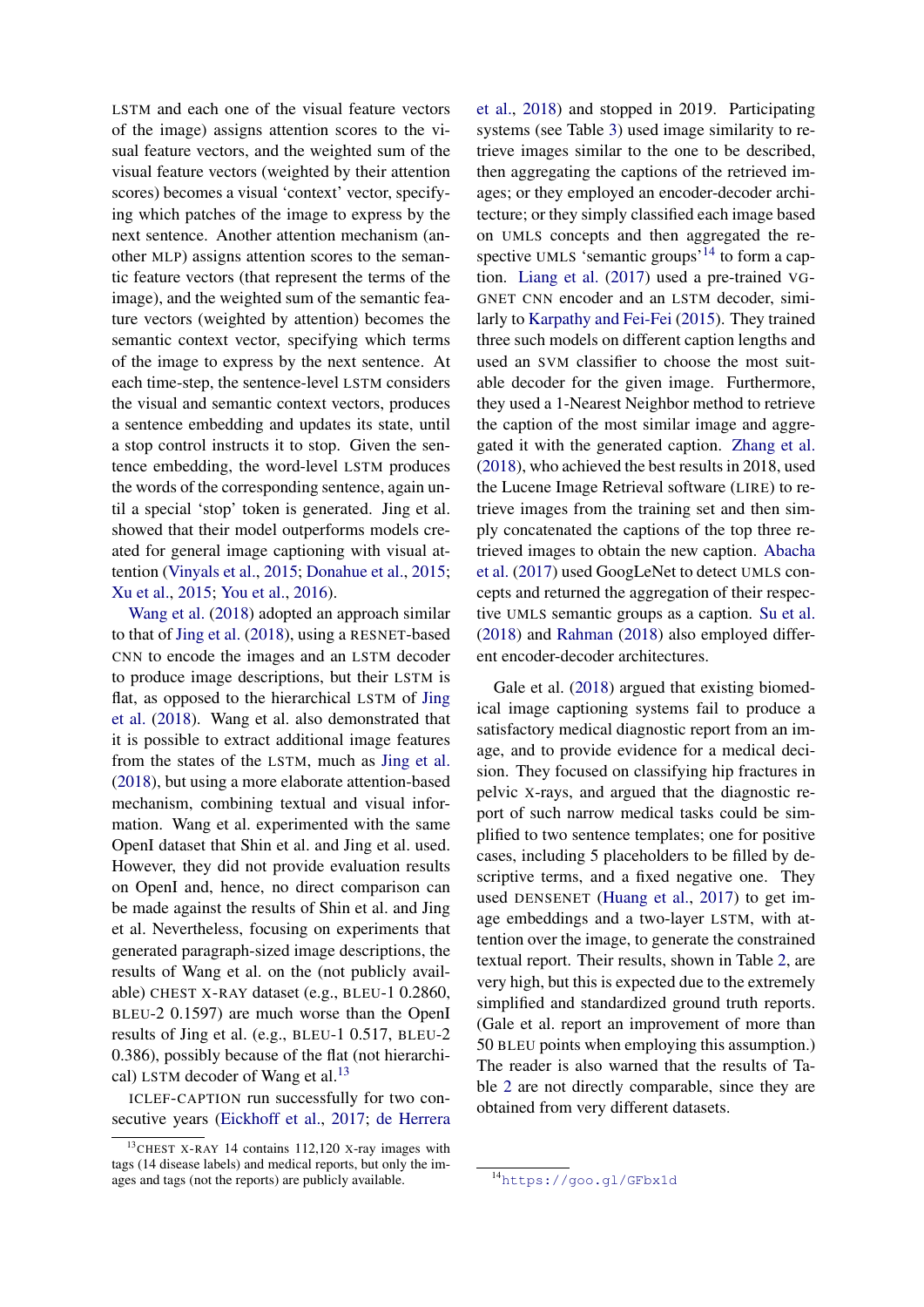LSTM and each one of the visual feature vectors of the image) assigns attention scores to the visual feature vectors, and the weighted sum of the visual feature vectors (weighted by their attention scores) becomes a visual 'context' vector, specifying which patches of the image to express by the next sentence. Another attention mechanism (another MLP) assigns attention scores to the semantic feature vectors (that represent the terms of the image), and the weighted sum of the semantic feature vectors (weighted by attention) becomes the semantic context vector, specifying which terms of the image to express by the next sentence. At each time-step, the sentence-level LSTM considers the visual and semantic context vectors, produces a sentence embedding and updates its state, until a stop control instructs it to stop. Given the sentence embedding, the word-level LSTM produces the words of the corresponding sentence, again until a special 'stop' token is generated. Jing et al. showed that their model outperforms models created for general image captioning with visual attention (Vinyals et al., 2015; Donahue et al., 2015; Xu et al., 2015; You et al., 2016).

Wang et al. (2018) adopted an approach similar to that of Jing et al. (2018), using a RESNET-based CNN to encode the images and an LSTM decoder to produce image descriptions, but their LSTM is flat, as opposed to the hierarchical LSTM of Jing et al. (2018). Wang et al. also demonstrated that it is possible to extract additional image features from the states of the LSTM, much as Jing et al. (2018), but using a more elaborate attention-based mechanism, combining textual and visual information. Wang et al. experimented with the same OpenI dataset that Shin et al. and Jing et al. used. However, they did not provide evaluation results on OpenI and, hence, no direct comparison can be made against the results of Shin et al. and Jing et al. Nevertheless, focusing on experiments that generated paragraph-sized image descriptions, the results of Wang et al. on the (not publicly available) CHEST X-RAY dataset (e.g., BLEU-1 0.2860, BLEU-2 0.1597) are much worse than the OpenI results of Jing et al. (e.g., BLEU-1 0.517, BLEU-2 0.386), possibly because of the flat (not hierarchical) LSTM decoder of Wang et al.[13]

ICLEF-CAPTION run successfully for two consecutive years (Eickhoff et al., 2017; de Herrera et al., 2018) and stopped in 2019. Participating systems (see Table 3) used image similarity to retrieve images similar to the one to be described, then aggregating the captions of the retrieved images; or they employed an encoder-decoder architecture; or they simply classified each image based on UMLS concepts and then aggregated the respective UMLS 'semantic groups'[14] to form a caption. Liang et al. (2017) used a pre-trained VGGNET CNN encoder and an LSTM decoder, similarly to Karpathy and Fei-Fei (2015). They trained three such models on different caption lengths and used an SVM classifier to choose the most suitable decoder for the given image. Furthermore, they used a 1-Nearest Neighbor method to retrieve the caption of the most similar image and aggregated it with the generated caption. Zhang et al. (2018), who achieved the best results in 2018, used the Lucene Image Retrieval software (LIRE) to retrieve images from the training set and then simply concatenated the captions of the top three retrieved images to obtain the new caption. Abacha et al. (2017) used GoogLeNet to detect UMLS concepts and returned the aggregation of their respective UMLS semantic groups as a caption. Su et al. (2018) and Rahman (2018) also employed different encoder-decoder architectures.

Gale et al. (2018) argued that existing biomedical image captioning systems fail to produce a satisfactory medical diagnostic report from an image, and to provide evidence for a medical decision. They focused on classifying hip fractures in pelvic X-rays, and argued that the diagnostic report of such narrow medical tasks could be simplified to two sentence templates; one for positive cases, including 5 placeholders to be filled by descriptive terms, and a fixed negative one. They used DENSENET (Huang et al., 2017) to get image embeddings and a two-layer LSTM, with attention over the image, to generate the constrained textual report. Their results, shown in Table 2, are very high, but this is expected due to the extremely simplified and standardized ground truth reports. (Gale et al. report an improvement of more than 50 BLEU points when employing this assumption.) The reader is also warned that the results of Table 2 are not directly comparable, since they are obtained from very different datasets.

[13] CHEST X-RAY 14 contains 112,120 X-ray images with tags (14 disease labels) and medical reports, but only the images and tags (not the reports) are publicly available.

[14] https://goo.gl/GFbx1d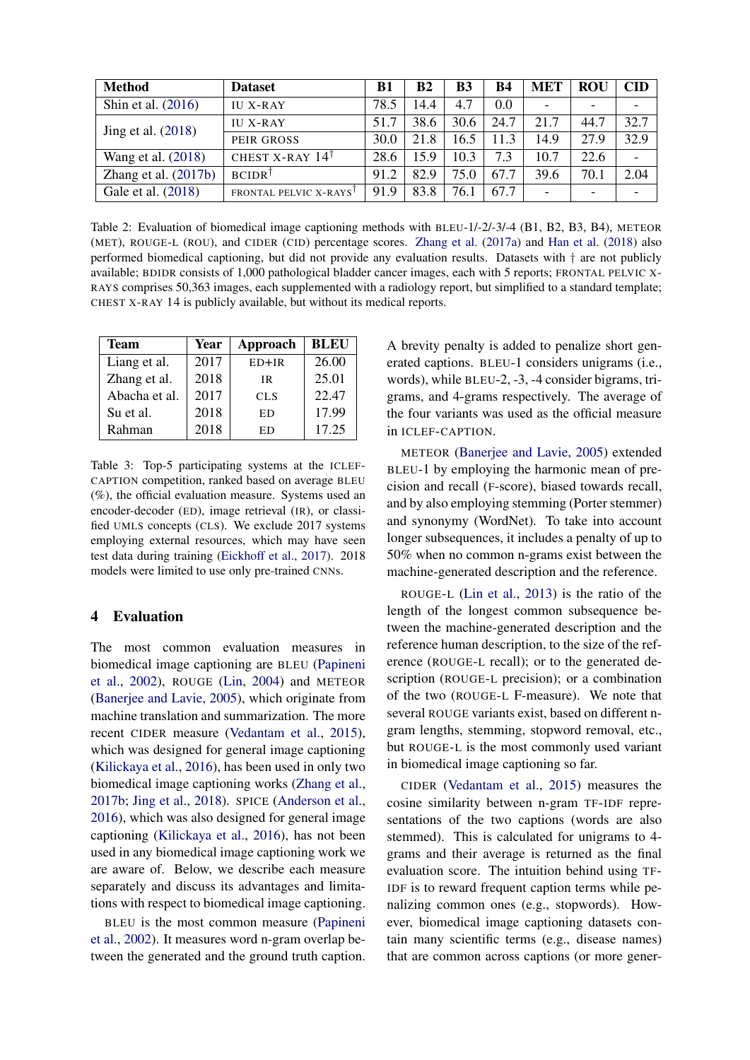| Method | Dataset | B1 | B2 | B3 | B4 | MET | ROU | CID |
|---|---|---|---|---|---|---|---|---|
| Shin et al. (2016) | IU X-RAY | 78.5 | 14.4 | 4.7 | 0.0 | - | - | - |
| Jing et al. (2018) | IU X-RAY | 51.7 | 38.6 | 30.6 | 24.7 | 21.7 | 44.7 | 32.7 |
| | PEIR GROSS | 30.0 | 21.8 | 16.5 | 11.3 | 14.9 | 27.9 | 32.9 |
| Wang et al. (2018) | CHEST X-RAY 14† | 28.6 | 15.9 | 10.3 | 7.3 | 10.7 | 22.6 | - |
| Zhang et al. (2017b) | BCIDR† | 91.2 | 82.9 | 75.0 | 67.7 | 39.6 | 70.1 | 2.04 |
| Gale et al. (2018) | FRONTAL PELVIC X-RAYS† | 91.9 | 83.8 | 76.1 | 67.7 | - | - | - |

Table 2: Evaluation of biomedical image captioning methods with BLEU-1/-2/-3/-4 (B1, B2, B3, B4), METEOR (MET), ROUGE-L (ROU), and CIDER (CID) percentage scores. Zhang et al. (2017a) and Han et al. (2018) also performed biomedical captioning, but did not provide any evaluation results. Datasets with † are not publicly available; BDIDR consists of 1,000 pathological bladder cancer images, each with 5 reports; FRONTAL PELVIC X-RAYS comprises 50,363 images, each supplemented with a radiology report, but simplified to a standard template; CHEST X-RAY 14 is publicly available, but without its medical reports.

| Team | Year | Approach | BLEU |
|---|---|---|---|
| Liang et al. | 2017 | ED+IR | 26.00 |
| Zhang et al. | 2018 | IR | 25.01 |
| Abacha et al. | 2017 | CLS | 22.47 |
| Su et al. | 2018 | ED | 17.99 |
| Rahman | 2018 | ED | 17.25 |

Table 3: Top-5 participating systems at the ICLEF-CAPTION competition, ranked based on average BLEU (%), the official evaluation measure. Systems used an encoder-decoder (ED), image retrieval (IR), or classified UMLS concepts (CLS). We exclude 2017 systems employing external resources, which may have seen test data during training (Eickhoff et al., 2017). 2018 models were limited to use only pre-trained CNNs.

## 4 Evaluation

The most common evaluation measures in biomedical image captioning are BLEU (Papineni et al., 2002), ROUGE (Lin, 2004) and METEOR (Banerjee and Lavie, 2005), which originate from machine translation and summarization. The more recent CIDER measure (Vedantam et al., 2015), which was designed for general image captioning (Kilickaya et al., 2016), has been used in only two biomedical image captioning works (Zhang et al., 2017b; Jing et al., 2018). SPICE (Anderson et al., 2016), which was also designed for general image captioning (Kilickaya et al., 2016), has not been used in any biomedical image captioning work we are aware of. Below, we describe each measure separately and discuss its advantages and limitations with respect to biomedical image captioning.

BLEU is the most common measure (Papineni et al., 2002). It measures word n-gram overlap between the generated and the ground truth caption. A brevity penalty is added to penalize short generated captions. BLEU-1 considers unigrams (i.e., words), while BLEU-2, -3, -4 consider bigrams, trigrams, and 4-grams respectively. The average of the four variants was used as the official measure in ICLEF-CAPTION.

METEOR (Banerjee and Lavie, 2005) extended BLEU-1 by employing the harmonic mean of precision and recall (F-score), biased towards recall, and by also employing stemming (Porter stemmer) and synonymy (WordNet). To take into account longer subsequences, it includes a penalty of up to 50% when no common n-grams exist between the machine-generated description and the reference.

ROUGE-L (Lin et al., 2013) is the ratio of the length of the longest common subsequence between the machine-generated description and the reference human description, to the size of the reference (ROUGE-L recall); or to the generated description (ROUGE-L precision); or a combination of the two (ROUGE-L F-measure). We note that several ROUGE variants exist, based on different n-gram lengths, stemming, stopword removal, etc., but ROUGE-L is the most commonly used variant in biomedical image captioning so far.

CIDER (Vedantam et al., 2015) measures the cosine similarity between n-gram TF-IDF representations of the two captions (words are also stemmed). This is calculated for unigrams to 4-grams and their average is returned as the final evaluation score. The intuition behind using TF-IDF is to reward frequent caption terms while penalizing common ones (e.g., stopwords). However, biomedical image captioning datasets contain many scientific terms (e.g., disease names) that are common across captions (or more gener-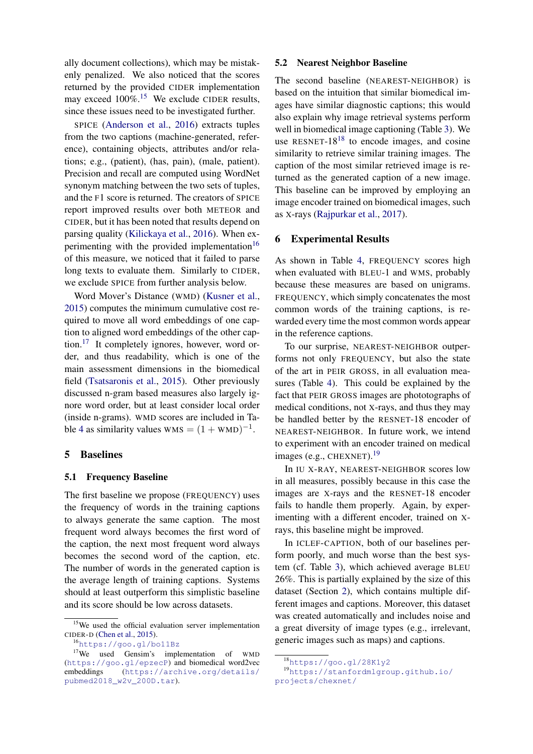ally document collections), which may be mistakenly penalized. We also noticed that the scores returned by the provided CIDER implementation may exceed 100%.[15] We exclude CIDER results, since these issues need to be investigated further.

SPICE (Anderson et al., 2016) extracts tuples from the two captions (machine-generated, reference), containing objects, attributes and/or relations; e.g., (patient), (has, pain), (male, patient). Precision and recall are computed using WordNet synonym matching between the two sets of tuples, and the F1 score is returned. The creators of SPICE report improved results over both METEOR and CIDER, but it has been noted that results depend on parsing quality (Kilickaya et al., 2016). When experimenting with the provided implementation[16] of this measure, we noticed that it failed to parse long texts to evaluate them. Similarly to CIDER, we exclude SPICE from further analysis below.

Word Mover's Distance (WMD) (Kusner et al., 2015) computes the minimum cumulative cost required to move all word embeddings of one caption to aligned word embeddings of the other caption.[17] It completely ignores, however, word order, and thus readability, which is one of the main assessment dimensions in the biomedical field (Tsatsaronis et al., 2015). Other previously discussed n-gram based measures also largely ignore word order, but at least consider local order (inside n-grams). WMD scores are included in Table 4 as similarity values $\text{WMS} = (1 + \text{WMD})^{-1}$.

## 5 Baselines

### 5.1 Frequency Baseline

The first baseline we propose (FREQUENCY) uses the frequency of words in the training captions to always generate the same caption. The most frequent word always becomes the first word of the caption, the next most frequent word always becomes the second word of the caption, etc. The number of words in the generated caption is the average length of training captions. Systems should at least outperform this simplistic baseline and its score should be low across datasets.

### 5.2 Nearest Neighbor Baseline

The second baseline (NEAREST-NEIGHBOR) is based on the intuition that similar biomedical images have similar diagnostic captions; this would also explain why image retrieval systems perform well in biomedical image captioning (Table 3). We use RESNET-18[18] to encode images, and cosine similarity to retrieve similar training images. The caption of the most similar retrieved image is returned as the generated caption of a new image. This baseline can be improved by employing an image encoder trained on biomedical images, such as X-rays (Rajpurkar et al., 2017).

## 6 Experimental Results

As shown in Table 4, FREQUENCY scores high when evaluated with BLEU-1 and WMS, probably because these measures are based on unigrams. FREQUENCY, which simply concatenates the most common words of the training captions, is rewarded every time the most common words appear in the reference captions.

To our surprise, NEAREST-NEIGHBOR outperforms not only FREQUENCY, but also the state of the art in PEIR GROSS, in all evaluation measures (Table 4). This could be explained by the fact that PEIR GROSS images are photographs of medical conditions, not X-rays, and thus they may be handled better by the RESNET-18 encoder of NEAREST-NEIGHBOR. In future work, we intend to experiment with an encoder trained on medical images (e.g., CHEXNET).[19]

In IU X-RAY, NEAREST-NEIGHBOR scores low in all measures, possibly because in this case the images are X-rays and the RESNET-18 encoder fails to handle them properly. Again, by experimenting with a different encoder, trained on X-rays, this baseline might be improved.

In ICLEF-CAPTION, both of our baselines perform poorly, and much worse than the best system (cf. Table 3), which achieved average BLEU 26%. This is partially explained by the size of this dataset (Section 2), which contains multiple different images and captions. Moreover, this dataset was created automatically and includes noise and a great diversity of image types (e.g., irrelevant, generic images such as maps) and captions.

---

[15] We used the official evaluation server implementation CIDER-D (Chen et al., 2015).

[16] https://goo.gl/bo11Bz

[17] We used Gensim's implementation of WMD (https://goo.gl/epzecP) and biomedical word2vec embeddings (https://archive.org/details/pubmed2018_w2v_200D.tar).

[18] https://goo.gl/28K1y2

[19] https://stanfordmlgroup.github.io/projects/chexnet/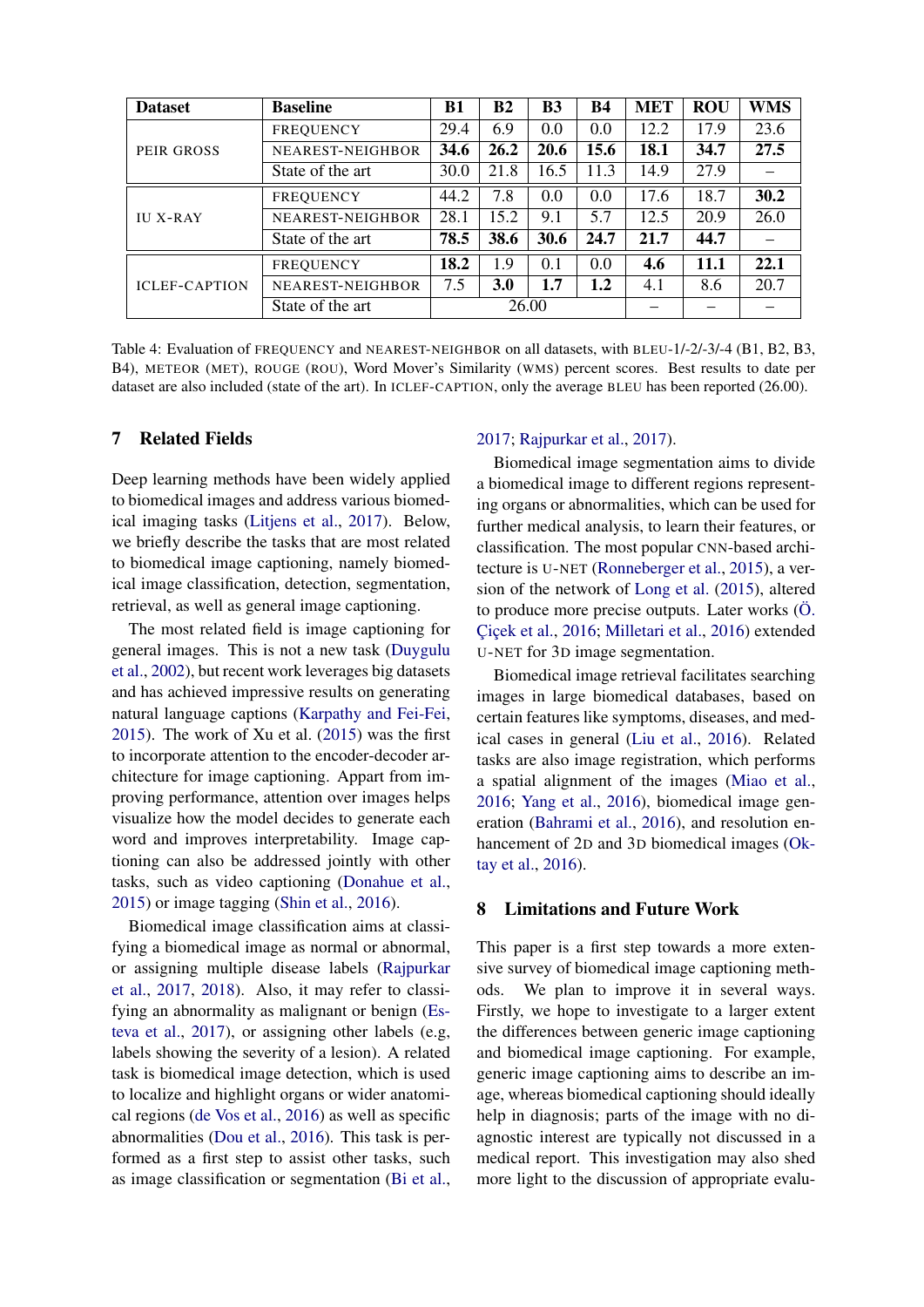| Dataset | Baseline | B1 | B2 | B3 | B4 | MET | ROU | WMS |
|---|---|---|---|---|---|---|---|---|
| PEIR GROSS | FREQUENCY | 29.4 | 6.9 | 0.0 | 0.0 | 12.2 | 17.9 | 23.6 |
| | NEAREST-NEIGHBOR | **34.6** | **26.2** | **20.6** | **15.6** | **18.1** | **34.7** | **27.5** |
| | State of the art | 30.0 | 21.8 | 16.5 | 11.3 | 14.9 | 27.9 | – |
| IU X-RAY | FREQUENCY | 44.2 | 7.8 | 0.0 | 0.0 | 17.6 | 18.7 | **30.2** |
| | NEAREST-NEIGHBOR | 28.1 | 15.2 | 9.1 | 5.7 | 12.5 | 20.9 | 26.0 |
| | State of the art | **78.5** | **38.6** | **30.6** | **24.7** | **21.7** | **44.7** | – |
| ICLEF-CAPTION | FREQUENCY | **18.2** | 1.9 | 0.1 | 0.0 | **4.6** | **11.1** | **22.1** |
| | NEAREST-NEIGHBOR | 7.5 | **3.0** | **1.7** | **1.2** | 4.1 | 8.6 | 20.7 |
| | State of the art | 26.00 | | | | – | – | – |

Table 4: Evaluation of FREQUENCY and NEAREST-NEIGHBOR on all datasets, with BLEU-1/-2/-3/-4 (B1, B2, B3, B4), METEOR (MET), ROUGE (ROU), Word Mover's Similarity (WMS) percent scores. Best results to date per dataset are also included (state of the art). In ICLEF-CAPTION, only the average BLEU has been reported (26.00).

## 7 Related Fields

Deep learning methods have been widely applied to biomedical images and address various biomedical imaging tasks (Litjens et al., 2017). Below, we briefly describe the tasks that are most related to biomedical image captioning, namely biomedical image classification, detection, segmentation, retrieval, as well as general image captioning.

The most related field is image captioning for general images. This is not a new task (Duygulu et al., 2002), but recent work leverages big datasets and has achieved impressive results on generating natural language captions (Karpathy and Fei-Fei, 2015). The work of Xu et al. (2015) was the first to incorporate attention to the encoder-decoder architecture for image captioning. Apart from improving performance, attention over images helps visualize how the model decides to generate each word and improves interpretability. Image captioning can also be addressed jointly with other tasks, such as video captioning (Donahue et al., 2015) or image tagging (Shin et al., 2016).

Biomedical image classification aims at classifying a biomedical image as normal or abnormal, or assigning multiple disease labels (Rajpurkar et al., 2017, 2018). Also, it may refer to classifying an abnormality as malignant or benign (Esteva et al., 2017), or assigning other labels (e.g, labels showing the severity of a lesion). A related task is biomedical image detection, which is used to localize and highlight organs or wider anatomical regions (de Vos et al., 2016) as well as specific abnormalities (Dou et al., 2016). This task is performed as a first step to assist other tasks, such as image classification or segmentation (Bi et al., 2017; Rajpurkar et al., 2017).

Biomedical image segmentation aims to divide a biomedical image to different regions representing organs or abnormalities, which can be used for further medical analysis, to learn their features, or classification. The most popular CNN-based architecture is U-NET (Ronneberger et al., 2015), a version of the network of Long et al. (2015), altered to produce more precise outputs. Later works (Ö. Çiçek et al., 2016; Milletari et al., 2016) extended U-NET for 3D image segmentation.

Biomedical image retrieval facilitates searching images in large biomedical databases, based on certain features like symptoms, diseases, and medical cases in general (Liu et al., 2016). Related tasks are also image registration, which performs a spatial alignment of the images (Miao et al., 2016; Yang et al., 2016), biomedical image generation (Bahrami et al., 2016), and resolution enhancement of 2D and 3D biomedical images (Oktay et al., 2016).

## 8 Limitations and Future Work

This paper is a first step towards a more extensive survey of biomedical image captioning methods. We plan to improve it in several ways. Firstly, we hope to investigate to a larger extent the differences between generic image captioning and biomedical image captioning. For example, generic image captioning aims to describe an image, whereas biomedical captioning should ideally help in diagnosis; parts of the image with no diagnostic interest are typically not discussed in a medical report. This investigation may also shed more light to the discussion of appropriate evalu-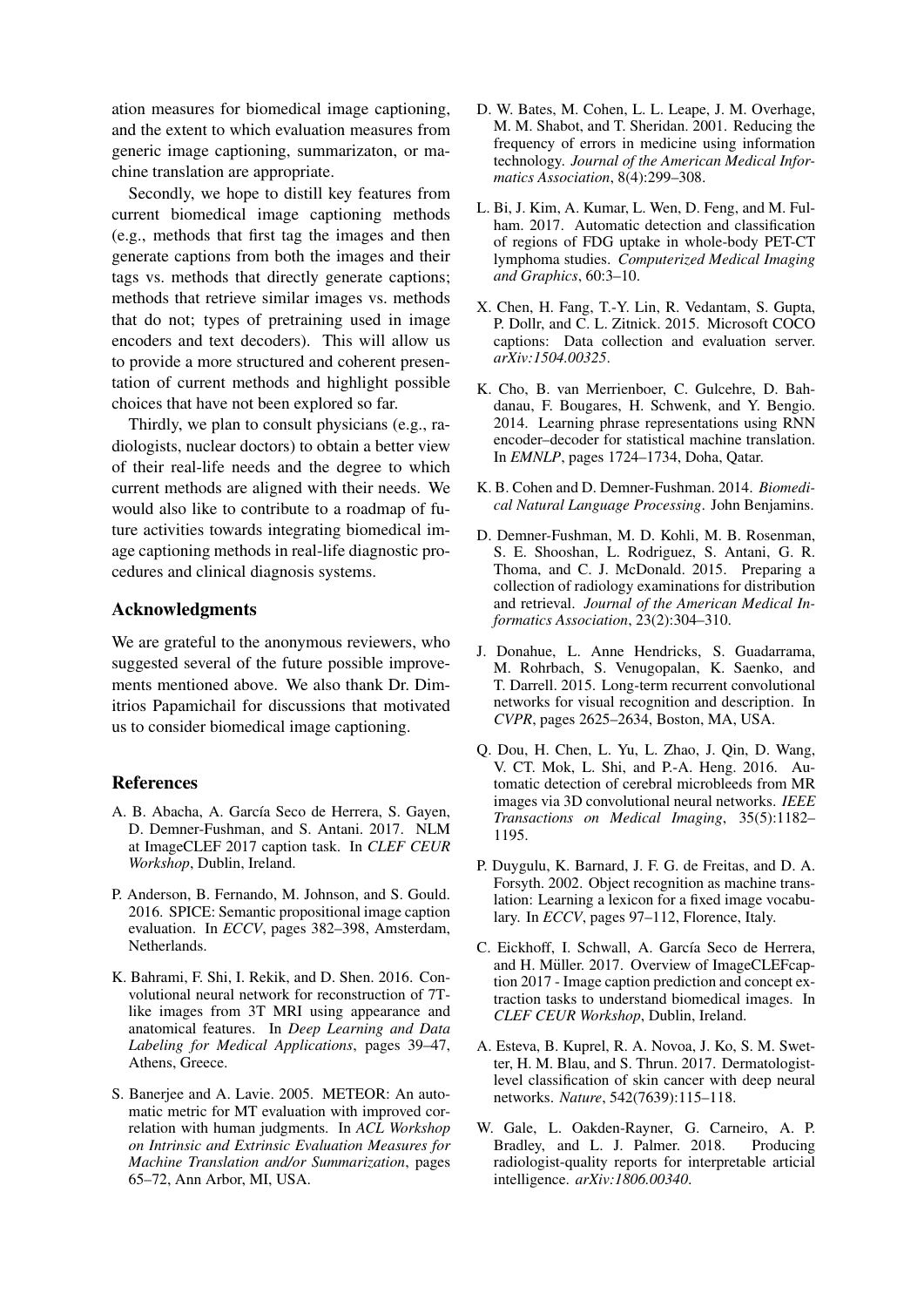ation measures for biomedical image captioning, and the extent to which evaluation measures from generic image captioning, summarizaton, or machine translation are appropriate.

Secondly, we hope to distill key features from current biomedical image captioning methods (e.g., methods that first tag the images and then generate captions from both the images and their tags vs. methods that directly generate captions; methods that retrieve similar images vs. methods that do not; types of pretraining used in image encoders and text decoders). This will allow us to provide a more structured and coherent presentation of current methods and highlight possible choices that have not been explored so far.

Thirdly, we plan to consult physicians (e.g., radiologists, nuclear doctors) to obtain a better view of their real-life needs and the degree to which current methods are aligned with their needs. We would also like to contribute to a roadmap of future activities towards integrating biomedical image captioning methods in real-life diagnostic procedures and clinical diagnosis systems.

## Acknowledgments

We are grateful to the anonymous reviewers, who suggested several of the future possible improvements mentioned above. We also thank Dr. Dimitrios Papamichail for discussions that motivated us to consider biomedical image captioning.

## References

A. B. Abacha, A. García Seco de Herrera, S. Gayen, D. Demner-Fushman, and S. Antani. 2017. NLM at ImageCLEF 2017 caption task. In *CLEF CEUR Workshop*, Dublin, Ireland.

P. Anderson, B. Fernando, M. Johnson, and S. Gould. 2016. SPICE: Semantic propositional image caption evaluation. In *ECCV*, pages 382–398, Amsterdam, Netherlands.

K. Bahrami, F. Shi, I. Rekik, and D. Shen. 2016. Convolutional neural network for reconstruction of 7T-like images from 3T MRI using appearance and anatomical features. In *Deep Learning and Data Labeling for Medical Applications*, pages 39–47, Athens, Greece.

S. Banerjee and A. Lavie. 2005. METEOR: An automatic metric for MT evaluation with improved correlation with human judgments. In *ACL Workshop on Intrinsic and Extrinsic Evaluation Measures for Machine Translation and/or Summarization*, pages 65–72, Ann Arbor, MI, USA.

D. W. Bates, M. Cohen, L. L. Leape, J. M. Overhage, M. M. Shabot, and T. Sheridan. 2001. Reducing the frequency of errors in medicine using information technology. *Journal of the American Medical Informatics Association*, 8(4):299–308.

L. Bi, J. Kim, A. Kumar, L. Wen, D. Feng, and M. Fulham. 2017. Automatic detection and classification of regions of FDG uptake in whole-body PET-CT lymphoma studies. *Computerized Medical Imaging and Graphics*, 60:3–10.

X. Chen, H. Fang, T.-Y. Lin, R. Vedantam, S. Gupta, P. Dollr, and C. L. Zitnick. 2015. Microsoft COCO captions: Data collection and evaluation server. *arXiv:1504.00325*.

K. Cho, B. van Merrienboer, C. Gulcehre, D. Bahdanau, F. Bougares, H. Schwenk, and Y. Bengio. 2014. Learning phrase representations using RNN encoder–decoder for statistical machine translation. In *EMNLP*, pages 1724–1734, Doha, Qatar.

K. B. Cohen and D. Demner-Fushman. 2014. *Biomedical Natural Language Processing*. John Benjamins.

D. Demner-Fushman, M. D. Kohli, M. B. Rosenman, S. E. Shooshan, L. Rodriguez, S. Antani, G. R. Thoma, and C. J. McDonald. 2015. Preparing a collection of radiology examinations for distribution and retrieval. *Journal of the American Medical Informatics Association*, 23(2):304–310.

J. Donahue, L. Anne Hendricks, S. Guadarrama, M. Rohrbach, S. Venugopalan, K. Saenko, and T. Darrell. 2015. Long-term recurrent convolutional networks for visual recognition and description. In *CVPR*, pages 2625–2634, Boston, MA, USA.

Q. Dou, H. Chen, L. Yu, L. Zhao, J. Qin, D. Wang, V. CT. Mok, L. Shi, and P.-A. Heng. 2016. Automatic detection of cerebral microbleeds from MR images via 3D convolutional neural networks. *IEEE Transactions on Medical Imaging*, 35(5):1182–1195.

P. Duygulu, K. Barnard, J. F. G. de Freitas, and D. A. Forsyth. 2002. Object recognition as machine translation: Learning a lexicon for a fixed image vocabulary. In *ECCV*, pages 97–112, Florence, Italy.

C. Eickhoff, I. Schwall, A. García Seco de Herrera, and H. Müller. 2017. Overview of ImageCLEFcaption 2017 - Image caption prediction and concept extraction tasks to understand biomedical images. In *CLEF CEUR Workshop*, Dublin, Ireland.

A. Esteva, B. Kuprel, R. A. Novoa, J. Ko, S. M. Swetter, H. M. Blau, and S. Thrun. 2017. Dermatologist-level classification of skin cancer with deep neural networks. *Nature*, 542(7639):115–118.

W. Gale, L. Oakden-Rayner, G. Carneiro, A. P. Bradley, and L. J. Palmer. 2018. Producing radiologist-quality reports for interpretable articial intelligence. *arXiv:1806.00340*.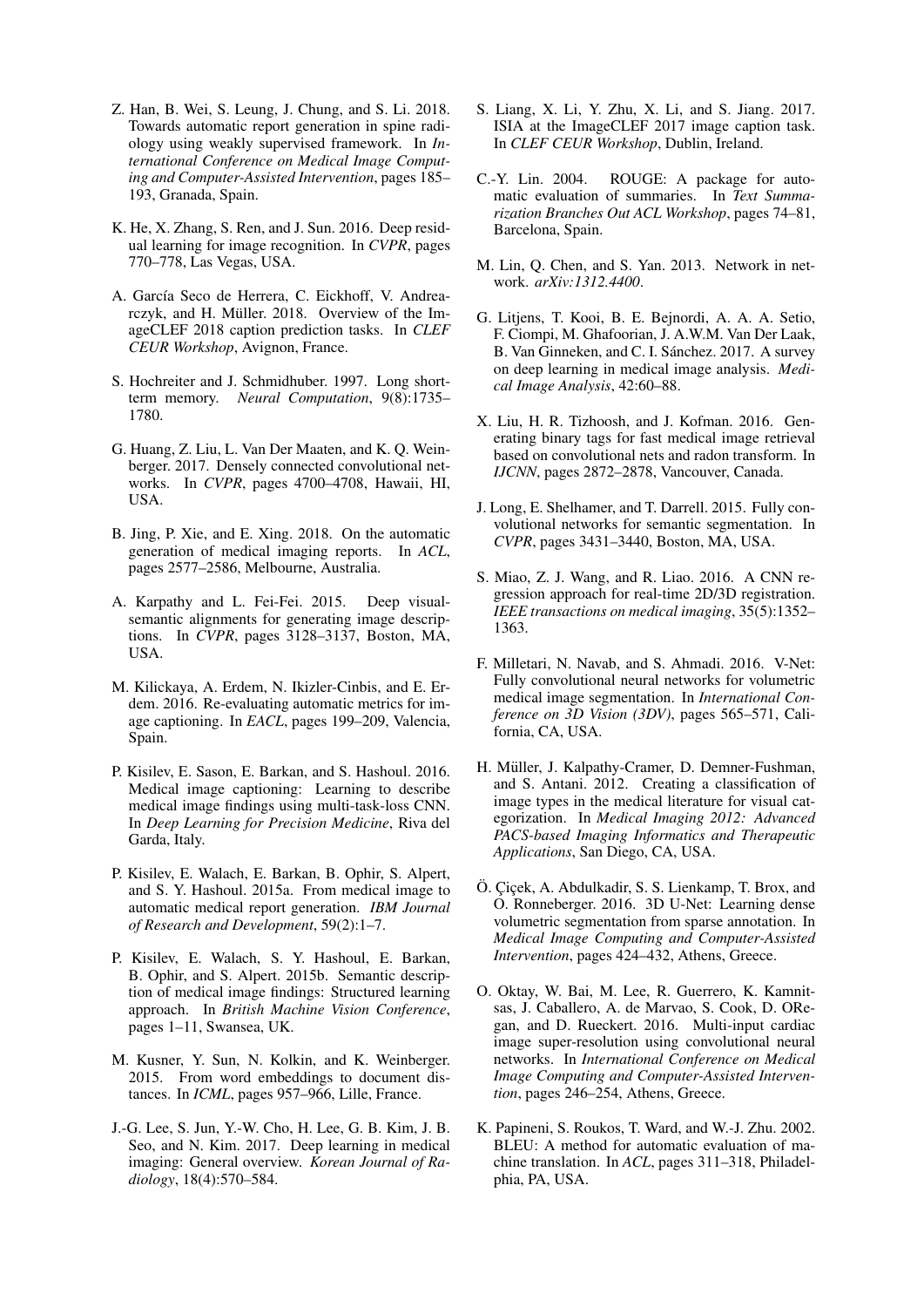Z. Han, B. Wei, S. Leung, J. Chung, and S. Li. 2018. Towards automatic report generation in spine radiology using weakly supervised framework. In *International Conference on Medical Image Computing and Computer-Assisted Intervention*, pages 185–193, Granada, Spain.

K. He, X. Zhang, S. Ren, and J. Sun. 2016. Deep residual learning for image recognition. In *CVPR*, pages 770–778, Las Vegas, USA.

A. García Seco de Herrera, C. Eickhoff, V. Andrearczyk, and H. Müller. 2018. Overview of the ImageCLEF 2018 caption prediction tasks. In *CLEF CEUR Workshop*, Avignon, France.

S. Hochreiter and J. Schmidhuber. 1997. Long short-term memory. *Neural Computation*, 9(8):1735–1780.

G. Huang, Z. Liu, L. Van Der Maaten, and K. Q. Weinberger. 2017. Densely connected convolutional networks. In *CVPR*, pages 4700–4708, Hawaii, HI, USA.

B. Jing, P. Xie, and E. Xing. 2018. On the automatic generation of medical imaging reports. In *ACL*, pages 2577–2586, Melbourne, Australia.

A. Karpathy and L. Fei-Fei. 2015. Deep visual-semantic alignments for generating image descriptions. In *CVPR*, pages 3128–3137, Boston, MA, USA.

M. Kilickaya, A. Erdem, N. Ikizler-Cinbis, and E. Erdem. 2016. Re-evaluating automatic metrics for image captioning. In *EACL*, pages 199–209, Valencia, Spain.

P. Kisilev, E. Sason, E. Barkan, and S. Hashoul. 2016. Medical image captioning: Learning to describe medical image findings using multi-task-loss CNN. In *Deep Learning for Precision Medicine*, Riva del Garda, Italy.

P. Kisilev, E. Walach, E. Barkan, B. Ophir, S. Alpert, and S. Y. Hashoul. 2015a. From medical image to automatic medical report generation. *IBM Journal of Research and Development*, 59(2):1–7.

P. Kisilev, E. Walach, S. Y. Hashoul, E. Barkan, B. Ophir, and S. Alpert. 2015b. Semantic description of medical image findings: Structured learning approach. In *British Machine Vision Conference*, pages 1–11, Swansea, UK.

M. Kusner, Y. Sun, N. Kolkin, and K. Weinberger. 2015. From word embeddings to document distances. In *ICML*, pages 957–966, Lille, France.

J.-G. Lee, S. Jun, Y.-W. Cho, H. Lee, G. B. Kim, J. B. Seo, and N. Kim. 2017. Deep learning in medical imaging: General overview. *Korean Journal of Radiology*, 18(4):570–584.

S. Liang, X. Li, Y. Zhu, X. Li, and S. Jiang. 2017. ISIA at the ImageCLEF 2017 image caption task. In *CLEF CEUR Workshop*, Dublin, Ireland.

C.-Y. Lin. 2004. ROUGE: A package for automatic evaluation of summaries. In *Text Summarization Branches Out ACL Workshop*, pages 74–81, Barcelona, Spain.

M. Lin, Q. Chen, and S. Yan. 2013. Network in network. *arXiv:1312.4400*.

G. Litjens, T. Kooi, B. E. Bejnordi, A. A. A. Setio, F. Ciompi, M. Ghafoorian, J. A.W.M. Van Der Laak, B. Van Ginneken, and C. I. Sánchez. 2017. A survey on deep learning in medical image analysis. *Medical Image Analysis*, 42:60–88.

X. Liu, H. R. Tizhoosh, and J. Kofman. 2016. Generating binary tags for fast medical image retrieval based on convolutional nets and radon transform. In *IJCNN*, pages 2872–2878, Vancouver, Canada.

J. Long, E. Shelhamer, and T. Darrell. 2015. Fully convolutional networks for semantic segmentation. In *CVPR*, pages 3431–3440, Boston, MA, USA.

S. Miao, Z. J. Wang, and R. Liao. 2016. A CNN regression approach for real-time 2D/3D registration. *IEEE transactions on medical imaging*, 35(5):1352–1363.

F. Milletari, N. Navab, and S. Ahmadi. 2016. V-Net: Fully convolutional neural networks for volumetric medical image segmentation. In *International Conference on 3D Vision (3DV)*, pages 565–571, California, CA, USA.

H. Müller, J. Kalpathy-Cramer, D. Demner-Fushman, and S. Antani. 2012. Creating a classification of image types in the medical literature for visual categorization. In *Medical Imaging 2012: Advanced PACS-based Imaging Informatics and Therapeutic Applications*, San Diego, CA, USA.

Ö. Çiçek, A. Abdulkadir, S. S. Lienkamp, T. Brox, and O. Ronneberger. 2016. 3D U-Net: Learning dense volumetric segmentation from sparse annotation. In *Medical Image Computing and Computer-Assisted Intervention*, pages 424–432, Athens, Greece.

O. Oktay, W. Bai, M. Lee, R. Guerrero, K. Kamnitsas, J. Caballero, A. de Marvao, S. Cook, D. ORegan, and D. Rueckert. 2016. Multi-input cardiac image super-resolution using convolutional neural networks. In *International Conference on Medical Image Computing and Computer-Assisted Intervention*, pages 246–254, Athens, Greece.

K. Papineni, S. Roukos, T. Ward, and W.-J. Zhu. 2002. BLEU: A method for automatic evaluation of machine translation. In *ACL*, pages 311–318, Philadelphia, PA, USA.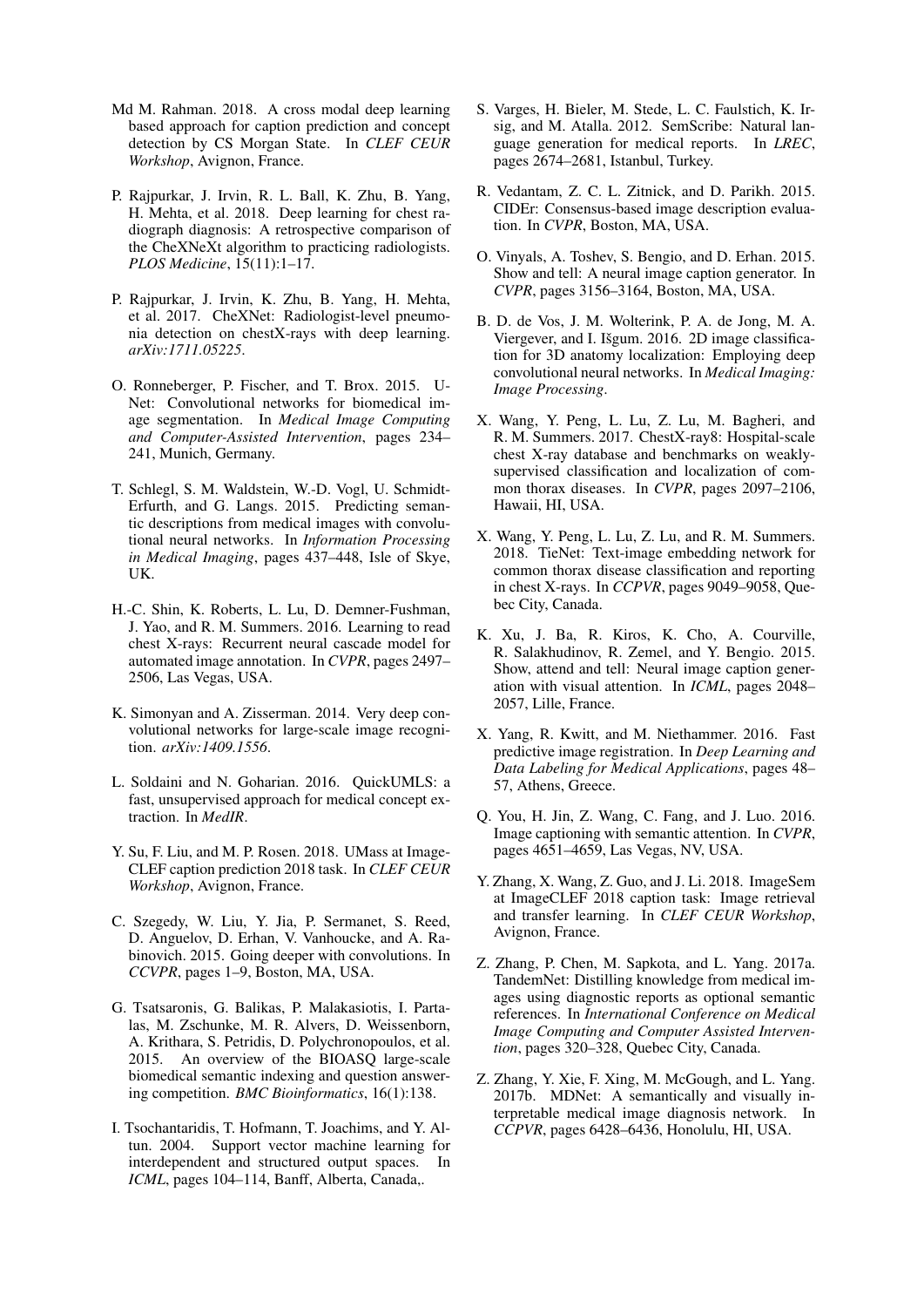Md M. Rahman. 2018. A cross modal deep learning based approach for caption prediction and concept detection by CS Morgan State. In *CLEF CEUR Workshop*, Avignon, France.

P. Rajpurkar, J. Irvin, R. L. Ball, K. Zhu, B. Yang, H. Mehta, et al. 2018. Deep learning for chest radiograph diagnosis: A retrospective comparison of the CheXNeXt algorithm to practicing radiologists. *PLOS Medicine*, 15(11):1–17.

P. Rajpurkar, J. Irvin, K. Zhu, B. Yang, H. Mehta, et al. 2017. CheXNet: Radiologist-level pneumonia detection on chestX-rays with deep learning. *arXiv:1711.05225*.

O. Ronneberger, P. Fischer, and T. Brox. 2015. U-Net: Convolutional networks for biomedical image segmentation. In *Medical Image Computing and Computer-Assisted Intervention*, pages 234–241, Munich, Germany.

T. Schlegl, S. M. Waldstein, W.-D. Vogl, U. Schmidt-Erfurth, and G. Langs. 2015. Predicting semantic descriptions from medical images with convolutional neural networks. In *Information Processing in Medical Imaging*, pages 437–448, Isle of Skye, UK.

H.-C. Shin, K. Roberts, L. Lu, D. Demner-Fushman, J. Yao, and R. M. Summers. 2016. Learning to read chest X-rays: Recurrent neural cascade model for automated image annotation. In *CVPR*, pages 2497–2506, Las Vegas, USA.

K. Simonyan and A. Zisserman. 2014. Very deep convolutional networks for large-scale image recognition. *arXiv:1409.1556*.

L. Soldaini and N. Goharian. 2016. QuickUMLS: a fast, unsupervised approach for medical concept extraction. In *MedIR*.

Y. Su, F. Liu, and M. P. Rosen. 2018. UMass at ImageCLEF caption prediction 2018 task. In *CLEF CEUR Workshop*, Avignon, France.

C. Szegedy, W. Liu, Y. Jia, P. Sermanet, S. Reed, D. Anguelov, D. Erhan, V. Vanhoucke, and A. Rabinovich. 2015. Going deeper with convolutions. In *CCVPR*, pages 1–9, Boston, MA, USA.

G. Tsatsaronis, G. Balikas, P. Malakasiotis, I. Partalas, M. Zschunke, M. R. Alvers, D. Weissenborn, A. Krithara, S. Petridis, D. Polychronopoulos, et al. 2015. An overview of the BIOASQ large-scale biomedical semantic indexing and question answering competition. *BMC Bioinformatics*, 16(1):138.

I. Tsochantaridis, T. Hofmann, T. Joachims, and Y. Altun. 2004. Support vector machine learning for interdependent and structured output spaces. In *ICML*, pages 104–114, Banff, Alberta, Canada,.

S. Varges, H. Bieler, M. Stede, L. C. Faulstich, K. Irsig, and M. Atalla. 2012. SemScribe: Natural language generation for medical reports. In *LREC*, pages 2674–2681, Istanbul, Turkey.

R. Vedantam, Z. C. L. Zitnick, and D. Parikh. 2015. CIDEr: Consensus-based image description evaluation. In *CVPR*, Boston, MA, USA.

O. Vinyals, A. Toshev, S. Bengio, and D. Erhan. 2015. Show and tell: A neural image caption generator. In *CVPR*, pages 3156–3164, Boston, MA, USA.

B. D. de Vos, J. M. Wolterink, P. A. de Jong, M. A. Viergever, and I. Išgum. 2016. 2D image classification for 3D anatomy localization: Employing deep convolutional neural networks. In *Medical Imaging: Image Processing*.

X. Wang, Y. Peng, L. Lu, Z. Lu, M. Bagheri, and R. M. Summers. 2017. ChestX-ray8: Hospital-scale chest X-ray database and benchmarks on weakly-supervised classification and localization of common thorax diseases. In *CVPR*, pages 2097–2106, Hawaii, HI, USA.

X. Wang, Y. Peng, L. Lu, Z. Lu, and R. M. Summers. 2018. TieNet: Text-image embedding network for common thorax disease classification and reporting in chest X-rays. In *CCPVR*, pages 9049–9058, Quebec City, Canada.

K. Xu, J. Ba, R. Kiros, K. Cho, A. Courville, R. Salakhudinov, R. Zemel, and Y. Bengio. 2015. Show, attend and tell: Neural image caption generation with visual attention. In *ICML*, pages 2048–2057, Lille, France.

X. Yang, R. Kwitt, and M. Niethammer. 2016. Fast predictive image registration. In *Deep Learning and Data Labeling for Medical Applications*, pages 48–57, Athens, Greece.

Q. You, H. Jin, Z. Wang, C. Fang, and J. Luo. 2016. Image captioning with semantic attention. In *CVPR*, pages 4651–4659, Las Vegas, NV, USA.

Y. Zhang, X. Wang, Z. Guo, and J. Li. 2018. ImageSem at ImageCLEF 2018 caption task: Image retrieval and transfer learning. In *CLEF CEUR Workshop*, Avignon, France.

Z. Zhang, P. Chen, M. Sapkota, and L. Yang. 2017a. TandemNet: Distilling knowledge from medical images using diagnostic reports as optional semantic references. In *International Conference on Medical Image Computing and Computer Assisted Intervention*, pages 320–328, Quebec City, Canada.

Z. Zhang, Y. Xie, F. Xing, M. McGough, and L. Yang. 2017b. MDNet: A semantically and visually interpretable medical image diagnosis network. In *CCPVR*, pages 6428–6436, Honolulu, HI, USA.